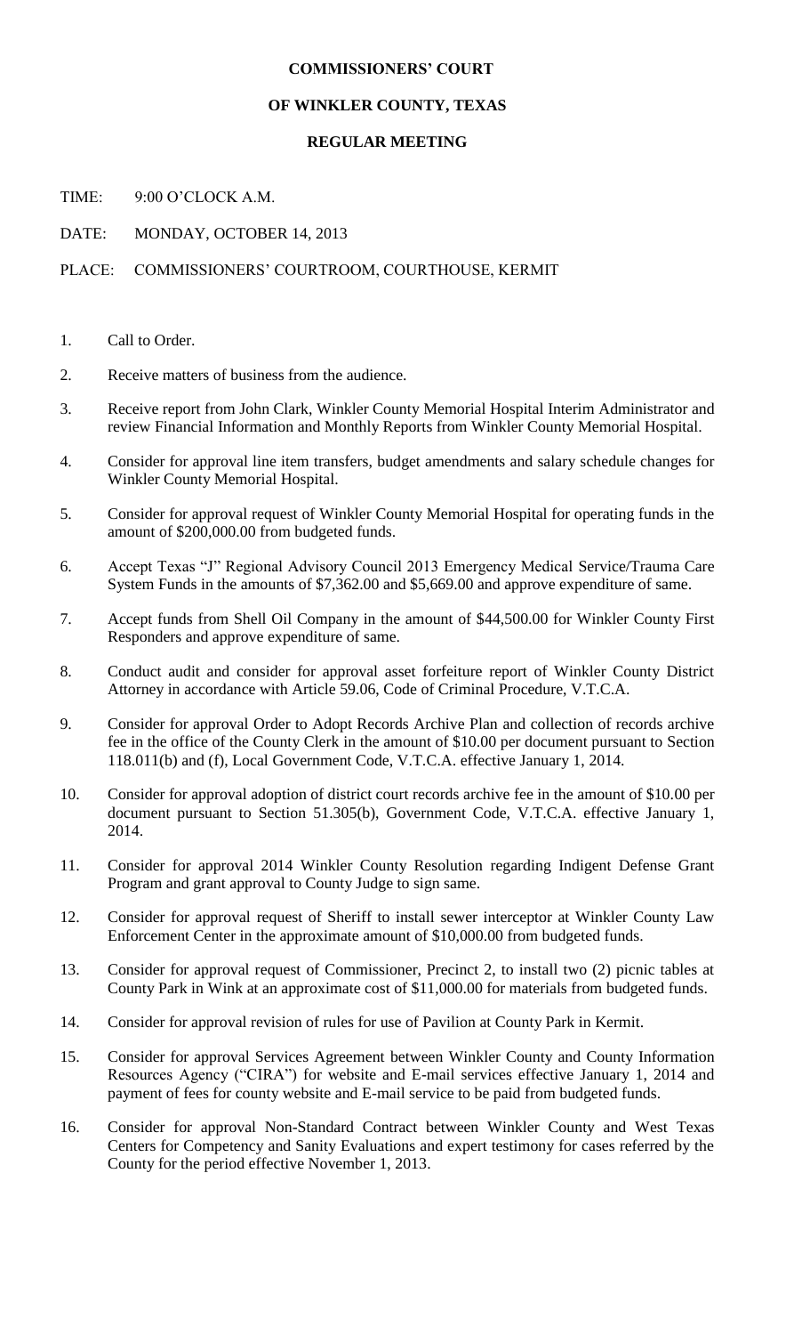**COMMISSIONERS' COURT**

**OF WINKLER COUNTY, TEXAS**

**REGULAR MEETING**

TIME: 9:00 O'CLOCK A.M.

DATE: MONDAY, OCTOBER 14, 2013

PLACE: COMMISSIONERS' COURTROOM, COURTHOUSE, KERMIT

1. Call to Order.
2. Receive matters of business from the audience.
3. Receive report from John Clark, Winkler County Memorial Hospital Interim Administrator and review Financial Information and Monthly Reports from Winkler County Memorial Hospital.
4. Consider for approval line item transfers, budget amendments and salary schedule changes for Winkler County Memorial Hospital.
5. Consider for approval request of Winkler County Memorial Hospital for operating funds in the amount of $200,000.00 from budgeted funds.
6. Accept Texas "J" Regional Advisory Council 2013 Emergency Medical Service/Trauma Care System Funds in the amounts of $7,362.00 and $5,669.00 and approve expenditure of same.
7. Accept funds from Shell Oil Company in the amount of $44,500.00 for Winkler County First Responders and approve expenditure of same.
8. Conduct audit and consider for approval asset forfeiture report of Winkler County District Attorney in accordance with Article 59.06, Code of Criminal Procedure, V.T.C.A.
9. Consider for approval Order to Adopt Records Archive Plan and collection of records archive fee in the office of the County Clerk in the amount of $10.00 per document pursuant to Section 118.011(b) and (f), Local Government Code, V.T.C.A. effective January 1, 2014.
10. Consider for approval adoption of district court records archive fee in the amount of $10.00 per document pursuant to Section 51.305(b), Government Code, V.T.C.A. effective January 1, 2014.
11. Consider for approval 2014 Winkler County Resolution regarding Indigent Defense Grant Program and grant approval to County Judge to sign same.
12. Consider for approval request of Sheriff to install sewer interceptor at Winkler County Law Enforcement Center in the approximate amount of $10,000.00 from budgeted funds.
13. Consider for approval request of Commissioner, Precinct 2, to install two (2) picnic tables at County Park in Wink at an approximate cost of $11,000.00 for materials from budgeted funds.
14. Consider for approval revision of rules for use of Pavilion at County Park in Kermit.
15. Consider for approval Services Agreement between Winkler County and County Information Resources Agency ("CIRA") for website and E-mail services effective January 1, 2014 and payment of fees for county website and E-mail service to be paid from budgeted funds.
16. Consider for approval Non-Standard Contract between Winkler County and West Texas Centers for Competency and Sanity Evaluations and expert testimony for cases referred by the County for the period effective November 1, 2013.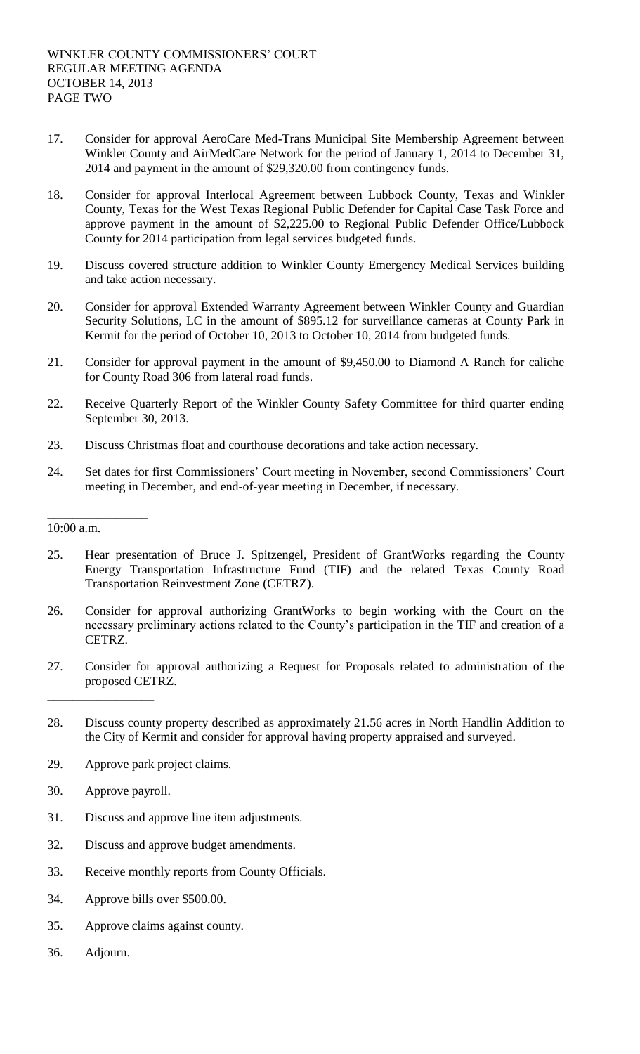17. Consider for approval AeroCare Med-Trans Municipal Site Membership Agreement between Winkler County and AirMedCare Network for the period of January 1, 2014 to December 31, 2014 and payment in the amount of $29,320.00 from contingency funds.

18. Consider for approval Interlocal Agreement between Lubbock County, Texas and Winkler County, Texas for the West Texas Regional Public Defender for Capital Case Task Force and approve payment in the amount of $2,225.00 to Regional Public Defender Office/Lubbock County for 2014 participation from legal services budgeted funds.

19. Discuss covered structure addition to Winkler County Emergency Medical Services building and take action necessary.

20. Consider for approval Extended Warranty Agreement between Winkler County and Guardian Security Solutions, LC in the amount of $895.12 for surveillance cameras at County Park in Kermit for the period of October 10, 2013 to October 10, 2014 from budgeted funds.

21. Consider for approval payment in the amount of $9,450.00 to Diamond A Ranch for caliche for County Road 306 from lateral road funds.

22. Receive Quarterly Report of the Winkler County Safety Committee for third quarter ending September 30, 2013.

23. Discuss Christmas float and courthouse decorations and take action necessary.

24. Set dates for first Commissioners' Court meeting in November, second Commissioners' Court meeting in December, and end-of-year meeting in December, if necessary.

---

10:00 a.m.

25. Hear presentation of Bruce J. Spitzengel, President of GrantWorks regarding the County Energy Transportation Infrastructure Fund (TIF) and the related Texas County Road Transportation Reinvestment Zone (CETRZ).

26. Consider for approval authorizing GrantWorks to begin working with the Court on the necessary preliminary actions related to the County's participation in the TIF and creation of a CETRZ.

27. Consider for approval authorizing a Request for Proposals related to administration of the proposed CETRZ.

---

28. Discuss county property described as approximately 21.56 acres in North Handlin Addition to the City of Kermit and consider for approval having property appraised and surveyed.

29. Approve park project claims.

30. Approve payroll.

31. Discuss and approve line item adjustments.

32. Discuss and approve budget amendments.

33. Receive monthly reports from County Officials.

34. Approve bills over $500.00.

35. Approve claims against county.

36. Adjourn.